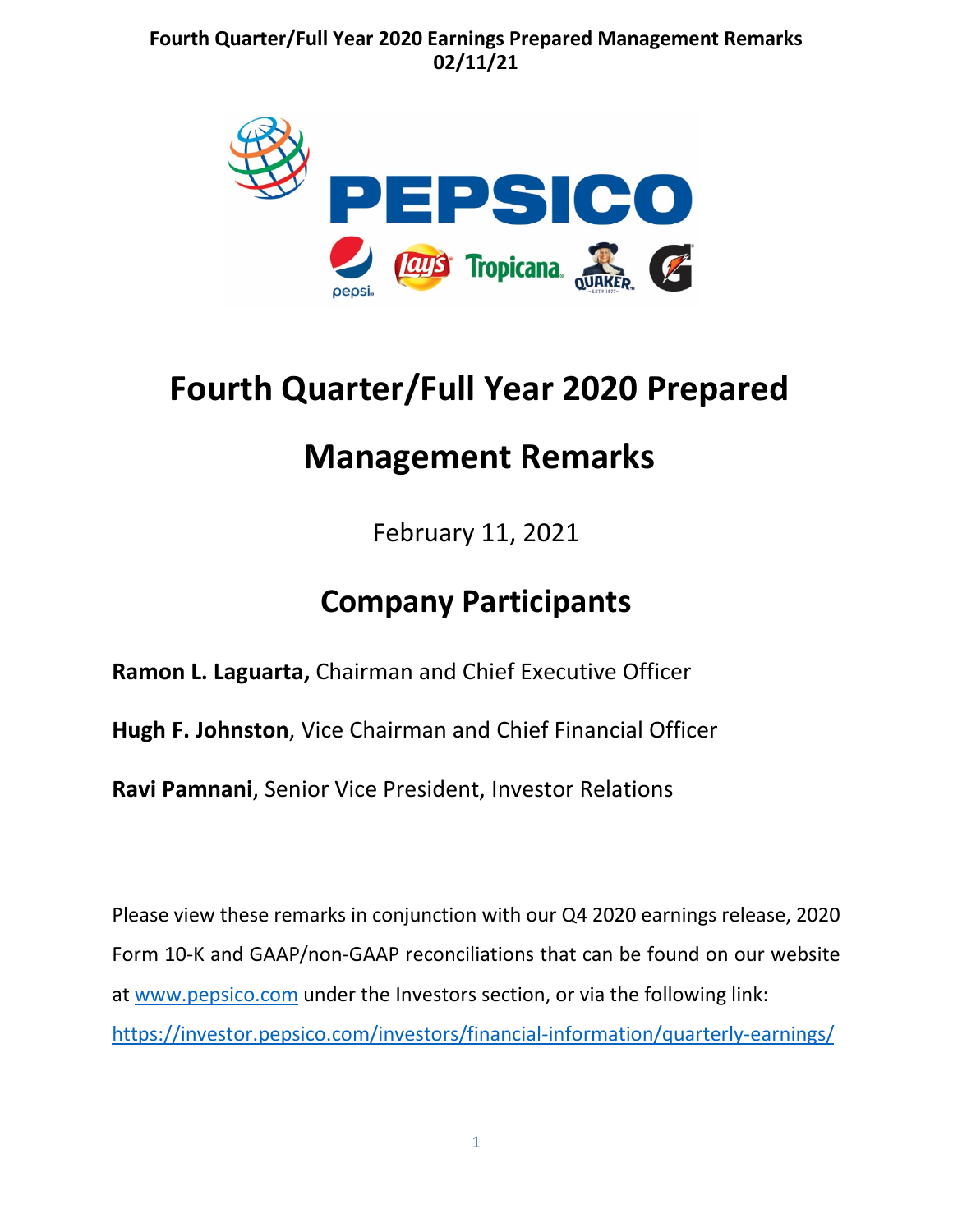# Fourth Quarter/Full Year 2020 Prepared Management Remarks

February 11, 2021

## Company Participants

**Ramon L. Laguarta,** Chairman and Chief Executive Officer

**Hugh F. Johnston**, Vice Chairman and Chief Financial Officer

**Ravi Pamnani**, Senior Vice President, Investor Relations

Please view these remarks in conjunction with our Q4 2020 earnings release, 2020 Form 10-K and GAAP/non-GAAP reconciliations that can be found on our website at www.pepsico.com under the Investors section, or via the following link: https://investor.pepsico.com/investors/financial-information/quarterly-earnings/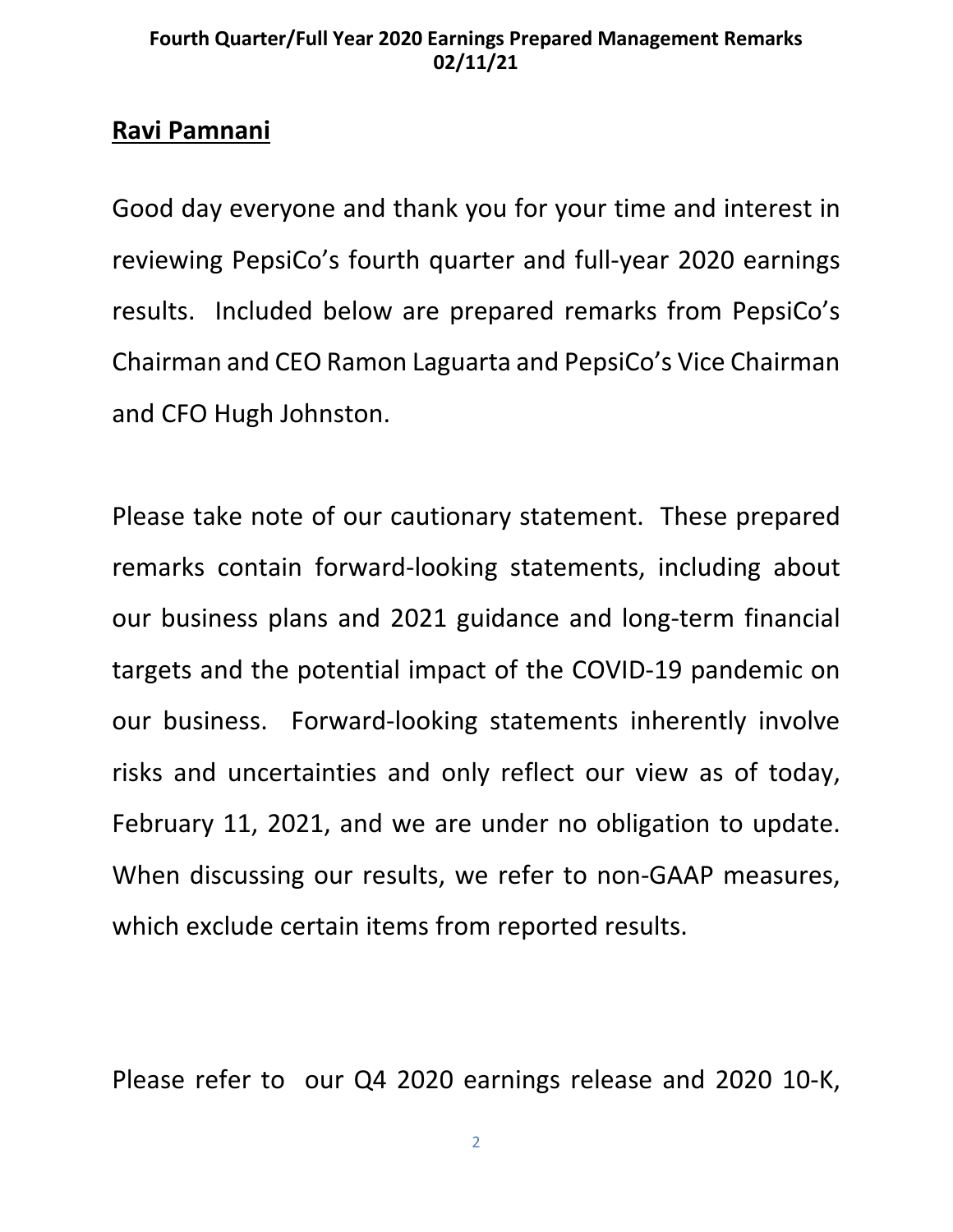**Ravi Pamnani**

Good day everyone and thank you for your time and interest in reviewing PepsiCo's fourth quarter and full-year 2020 earnings results. Included below are prepared remarks from PepsiCo's Chairman and CEO Ramon Laguarta and PepsiCo's Vice Chairman and CFO Hugh Johnston.

Please take note of our cautionary statement. These prepared remarks contain forward-looking statements, including about our business plans and 2021 guidance and long-term financial targets and the potential impact of the COVID-19 pandemic on our business. Forward-looking statements inherently involve risks and uncertainties and only reflect our view as of today, February 11, 2021, and we are under no obligation to update. When discussing our results, we refer to non-GAAP measures, which exclude certain items from reported results.

Please refer to our Q4 2020 earnings release and 2020 10-K,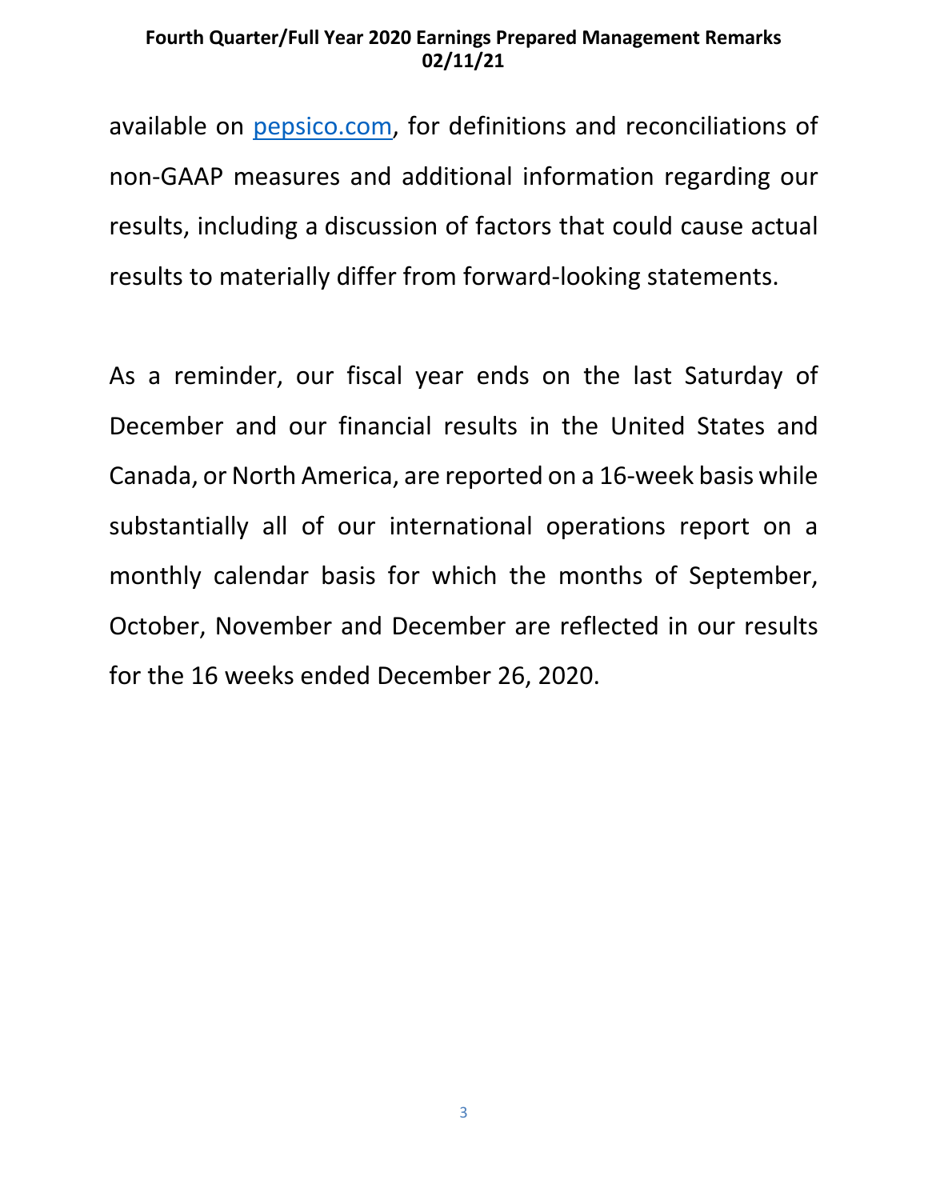available on [pepsico.com](https://www.pepsico.com), for definitions and reconciliations of non-GAAP measures and additional information regarding our results, including a discussion of factors that could cause actual results to materially differ from forward-looking statements.

As a reminder, our fiscal year ends on the last Saturday of December and our financial results in the United States and Canada, or North America, are reported on a 16-week basis while substantially all of our international operations report on a monthly calendar basis for which the months of September, October, November and December are reflected in our results for the 16 weeks ended December 26, 2020.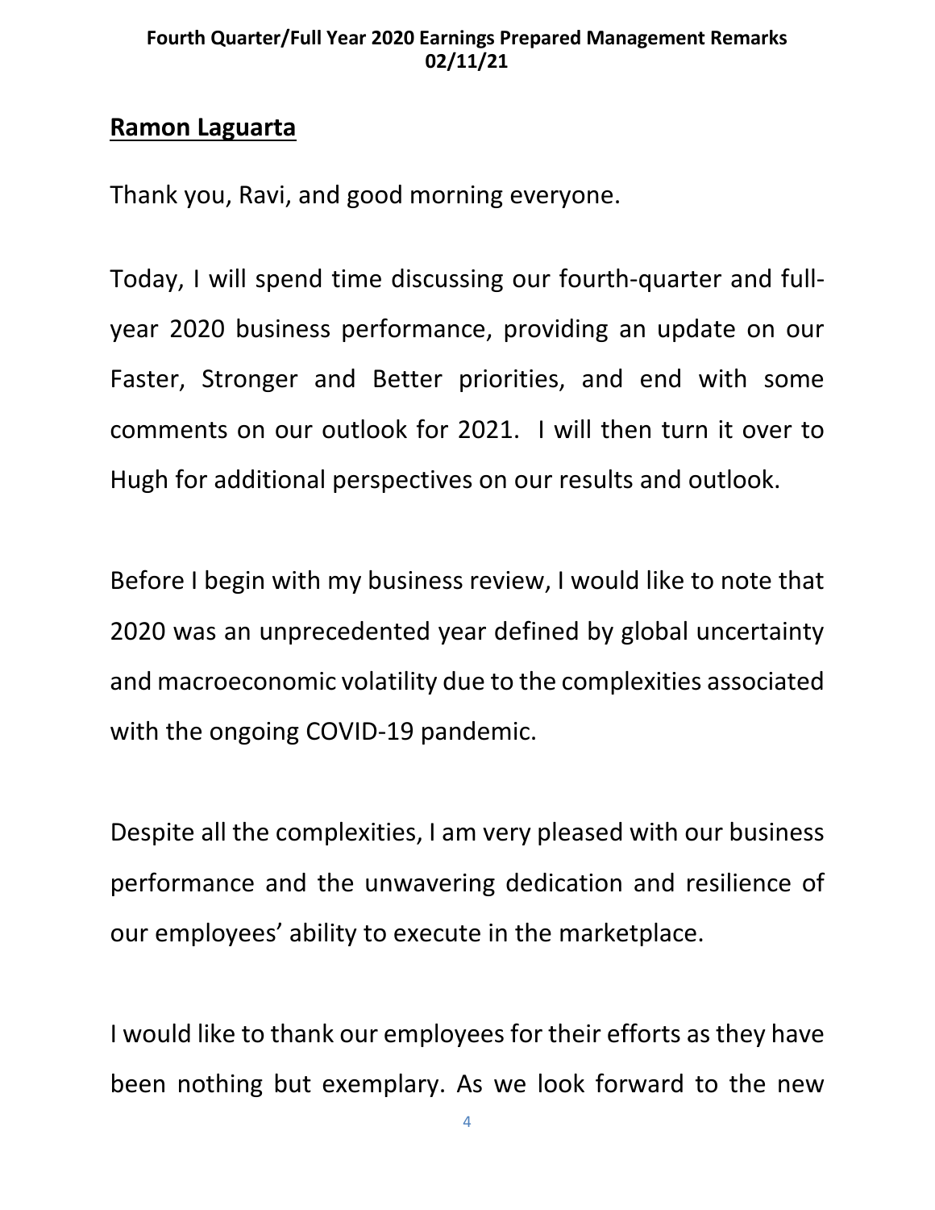**Ramon Laguarta**

Thank you, Ravi, and good morning everyone.

Today, I will spend time discussing our fourth-quarter and full-year 2020 business performance, providing an update on our Faster, Stronger and Better priorities, and end with some comments on our outlook for 2021. I will then turn it over to Hugh for additional perspectives on our results and outlook.

Before I begin with my business review, I would like to note that 2020 was an unprecedented year defined by global uncertainty and macroeconomic volatility due to the complexities associated with the ongoing COVID-19 pandemic.

Despite all the complexities, I am very pleased with our business performance and the unwavering dedication and resilience of our employees' ability to execute in the marketplace.

I would like to thank our employees for their efforts as they have been nothing but exemplary. As we look forward to the new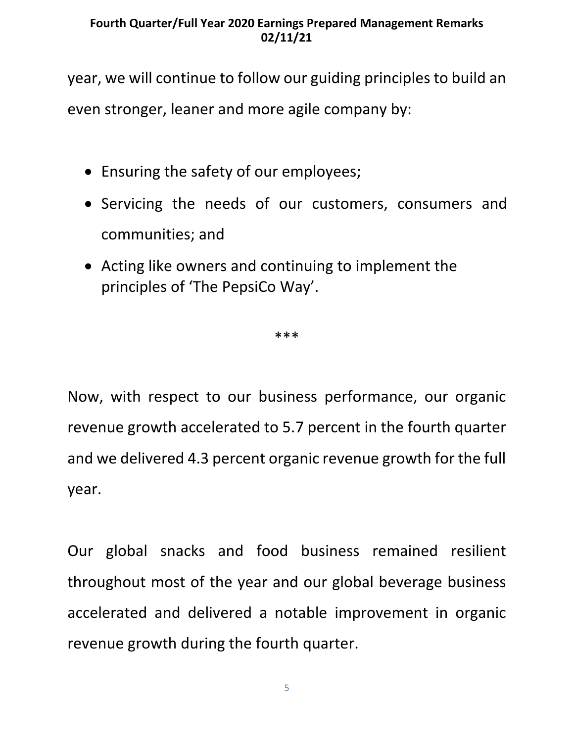year, we will continue to follow our guiding principles to build an even stronger, leaner and more agile company by:

- Ensuring the safety of our employees;
- Servicing the needs of our customers, consumers and communities; and
- Acting like owners and continuing to implement the principles of 'The PepsiCo Way'.

***

Now, with respect to our business performance, our organic revenue growth accelerated to 5.7 percent in the fourth quarter and we delivered 4.3 percent organic revenue growth for the full year.

Our global snacks and food business remained resilient throughout most of the year and our global beverage business accelerated and delivered a notable improvement in organic revenue growth during the fourth quarter.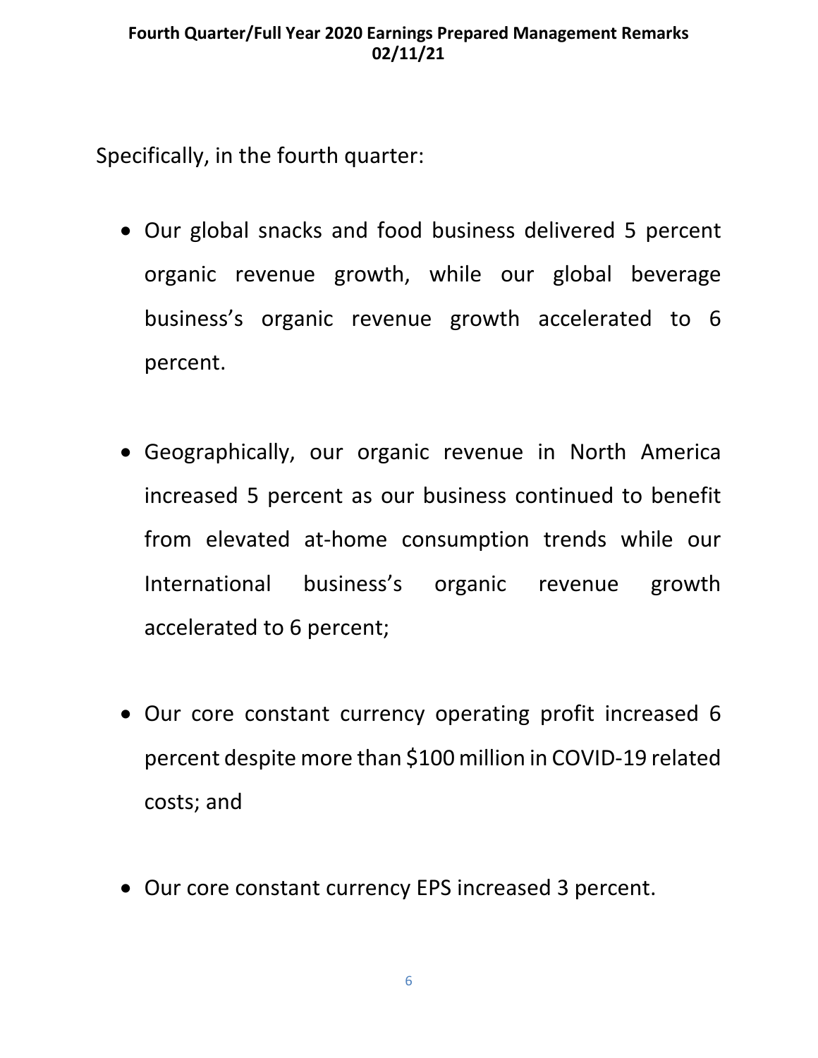Specifically, in the fourth quarter:

- Our global snacks and food business delivered 5 percent organic revenue growth, while our global beverage business's organic revenue growth accelerated to 6 percent.

- Geographically, our organic revenue in North America increased 5 percent as our business continued to benefit from elevated at-home consumption trends while our International business's organic revenue growth accelerated to 6 percent;

- Our core constant currency operating profit increased 6 percent despite more than $100 million in COVID-19 related costs; and

- Our core constant currency EPS increased 3 percent.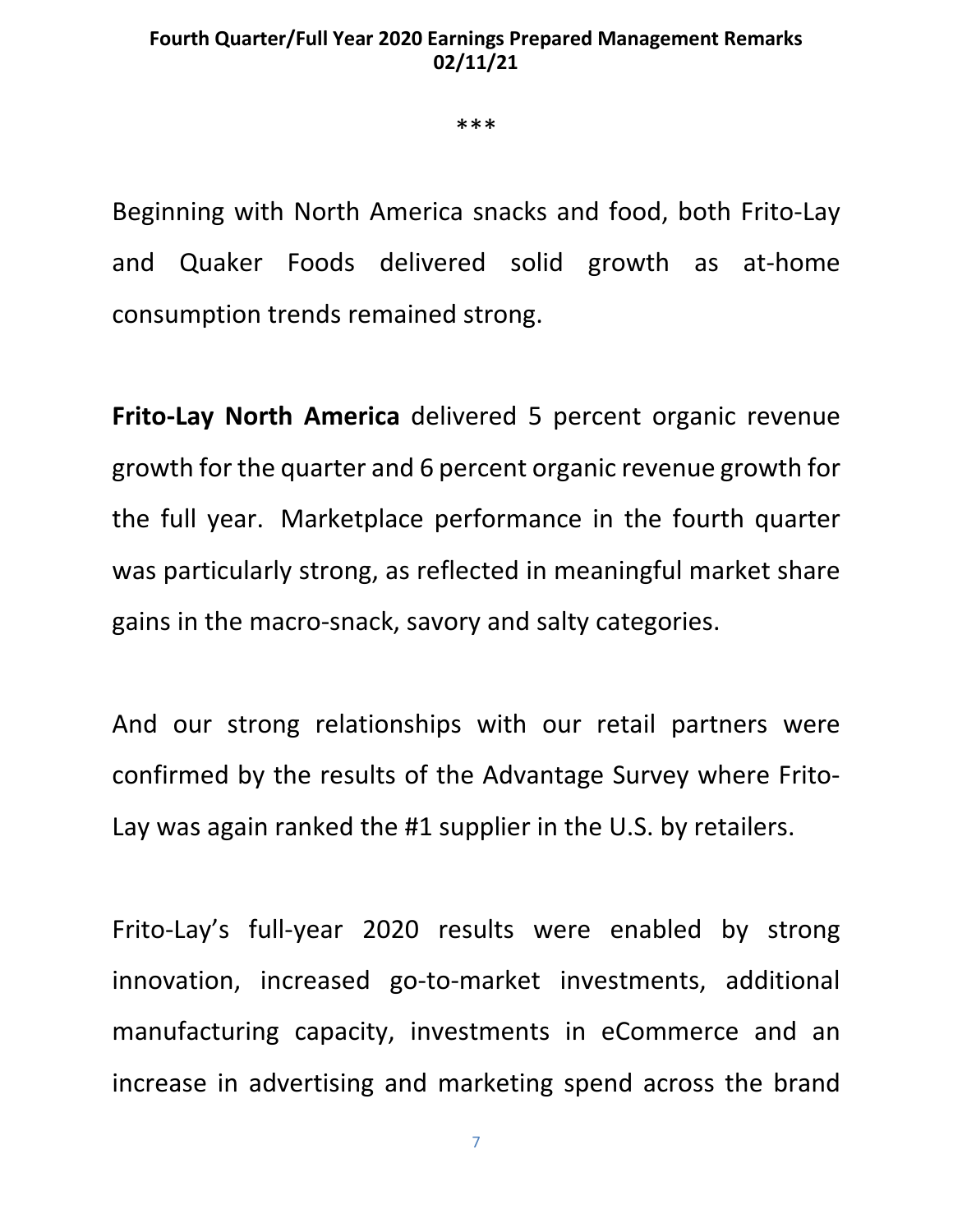\*\*\*

Beginning with North America snacks and food, both Frito-Lay and Quaker Foods delivered solid growth as at-home consumption trends remained strong.

**Frito-Lay North America** delivered 5 percent organic revenue growth for the quarter and 6 percent organic revenue growth for the full year. Marketplace performance in the fourth quarter was particularly strong, as reflected in meaningful market share gains in the macro-snack, savory and salty categories.

And our strong relationships with our retail partners were confirmed by the results of the Advantage Survey where Frito-Lay was again ranked the #1 supplier in the U.S. by retailers.

Frito-Lay's full-year 2020 results were enabled by strong innovation, increased go-to-market investments, additional manufacturing capacity, investments in eCommerce and an increase in advertising and marketing spend across the brand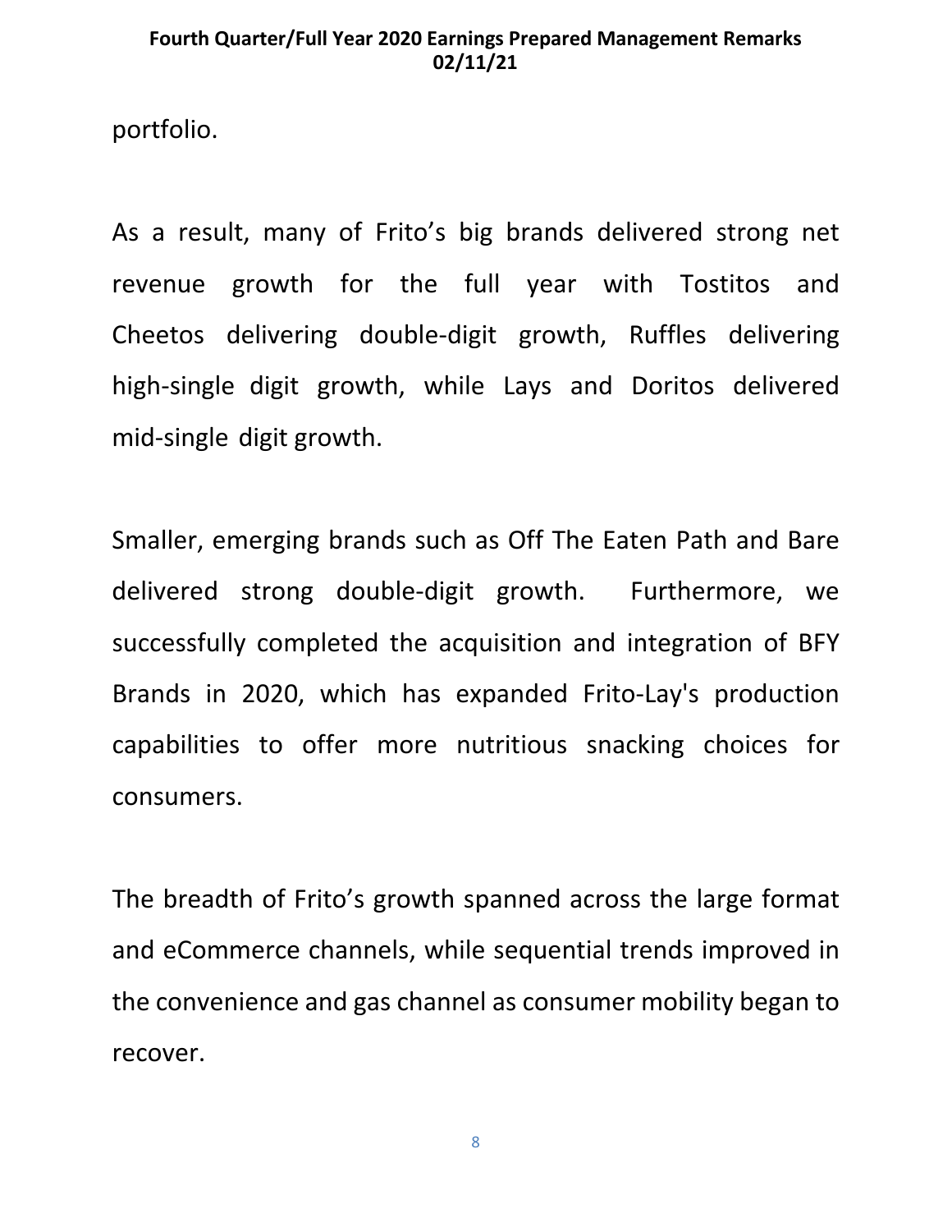portfolio.

As a result, many of Frito's big brands delivered strong net revenue growth for the full year with Tostitos and Cheetos delivering double-digit growth, Ruffles delivering high-single digit growth, while Lays and Doritos delivered mid-single digit growth.

Smaller, emerging brands such as Off The Eaten Path and Bare delivered strong double-digit growth. Furthermore, we successfully completed the acquisition and integration of BFY Brands in 2020, which has expanded Frito-Lay's production capabilities to offer more nutritious snacking choices for consumers.

The breadth of Frito's growth spanned across the large format and eCommerce channels, while sequential trends improved in the convenience and gas channel as consumer mobility began to recover.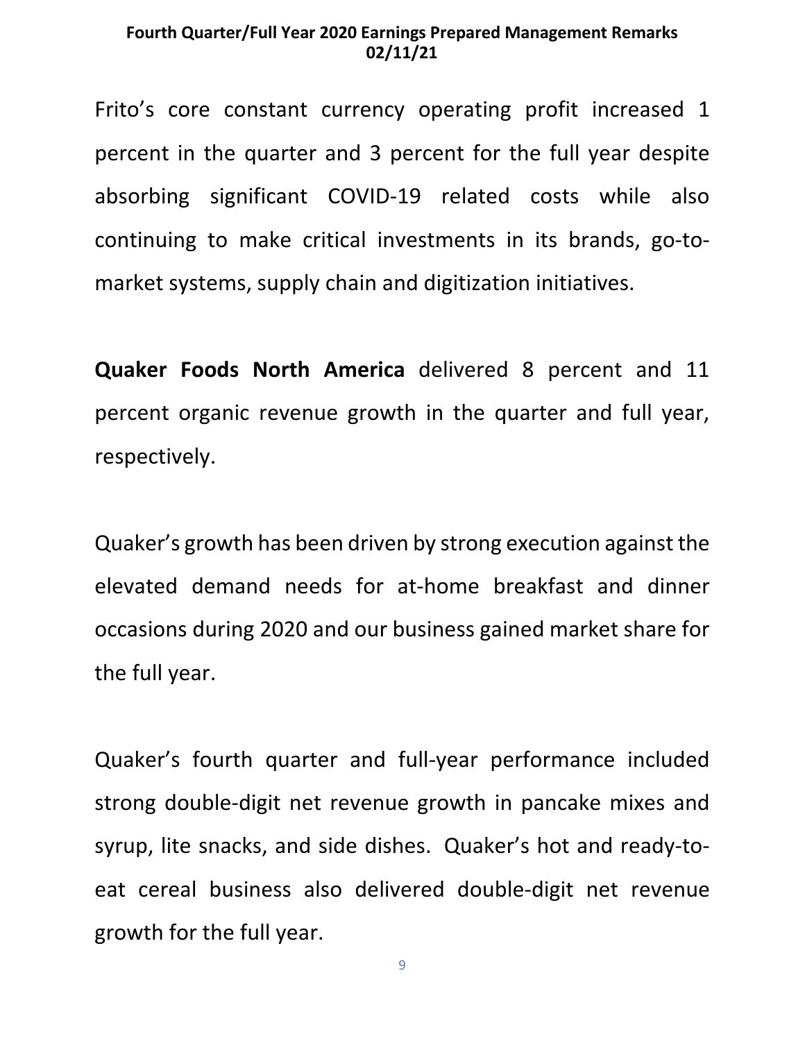Frito's core constant currency operating profit increased 1 percent in the quarter and 3 percent for the full year despite absorbing significant COVID-19 related costs while also continuing to make critical investments in its brands, go-to-market systems, supply chain and digitization initiatives.

**Quaker Foods North America** delivered 8 percent and 11 percent organic revenue growth in the quarter and full year, respectively.

Quaker's growth has been driven by strong execution against the elevated demand needs for at-home breakfast and dinner occasions during 2020 and our business gained market share for the full year.

Quaker's fourth quarter and full-year performance included strong double-digit net revenue growth in pancake mixes and syrup, lite snacks, and side dishes. Quaker's hot and ready-to-eat cereal business also delivered double-digit net revenue growth for the full year.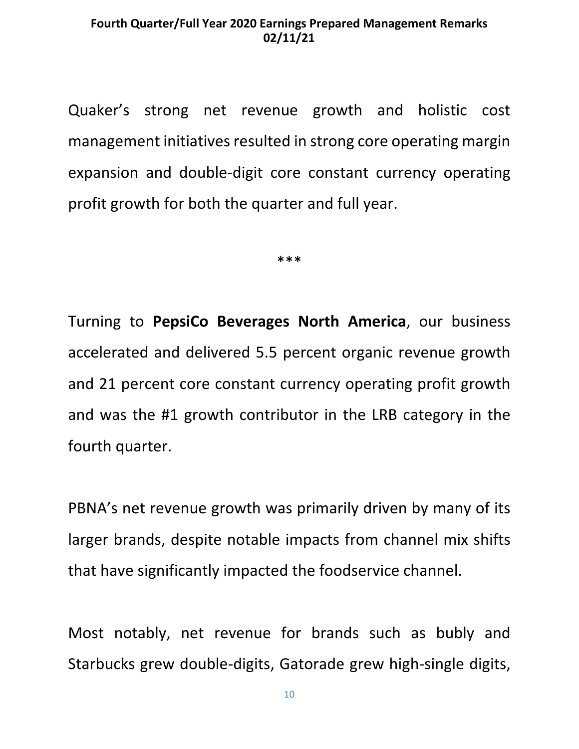Quaker's strong net revenue growth and holistic cost management initiatives resulted in strong core operating margin expansion and double-digit core constant currency operating profit growth for both the quarter and full year.

***

Turning to **PepsiCo Beverages North America**, our business accelerated and delivered 5.5 percent organic revenue growth and 21 percent core constant currency operating profit growth and was the #1 growth contributor in the LRB category in the fourth quarter.

PBNA's net revenue growth was primarily driven by many of its larger brands, despite notable impacts from channel mix shifts that have significantly impacted the foodservice channel.

Most notably, net revenue for brands such as bubly and Starbucks grew double-digits, Gatorade grew high-single digits,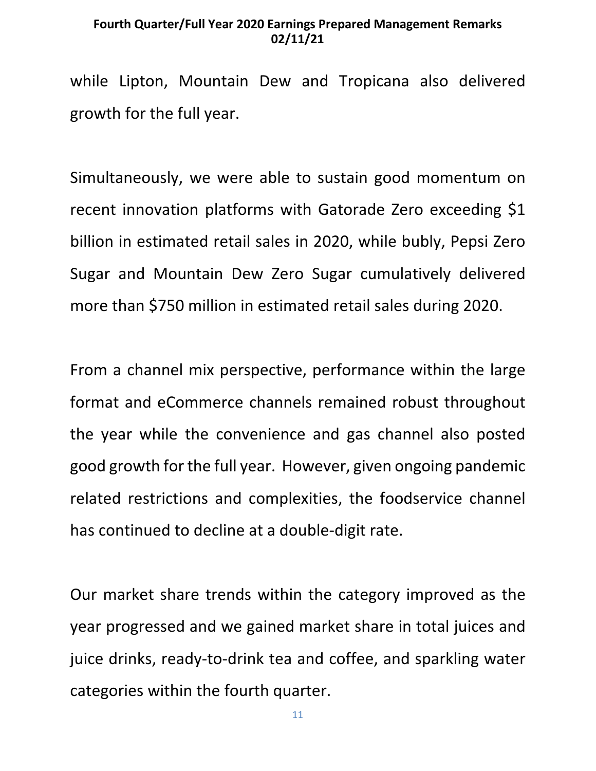while Lipton, Mountain Dew and Tropicana also delivered growth for the full year.

Simultaneously, we were able to sustain good momentum on recent innovation platforms with Gatorade Zero exceeding $1 billion in estimated retail sales in 2020, while bubly, Pepsi Zero Sugar and Mountain Dew Zero Sugar cumulatively delivered more than $750 million in estimated retail sales during 2020.

From a channel mix perspective, performance within the large format and eCommerce channels remained robust throughout the year while the convenience and gas channel also posted good growth for the full year. However, given ongoing pandemic related restrictions and complexities, the foodservice channel has continued to decline at a double-digit rate.

Our market share trends within the category improved as the year progressed and we gained market share in total juices and juice drinks, ready-to-drink tea and coffee, and sparkling water categories within the fourth quarter.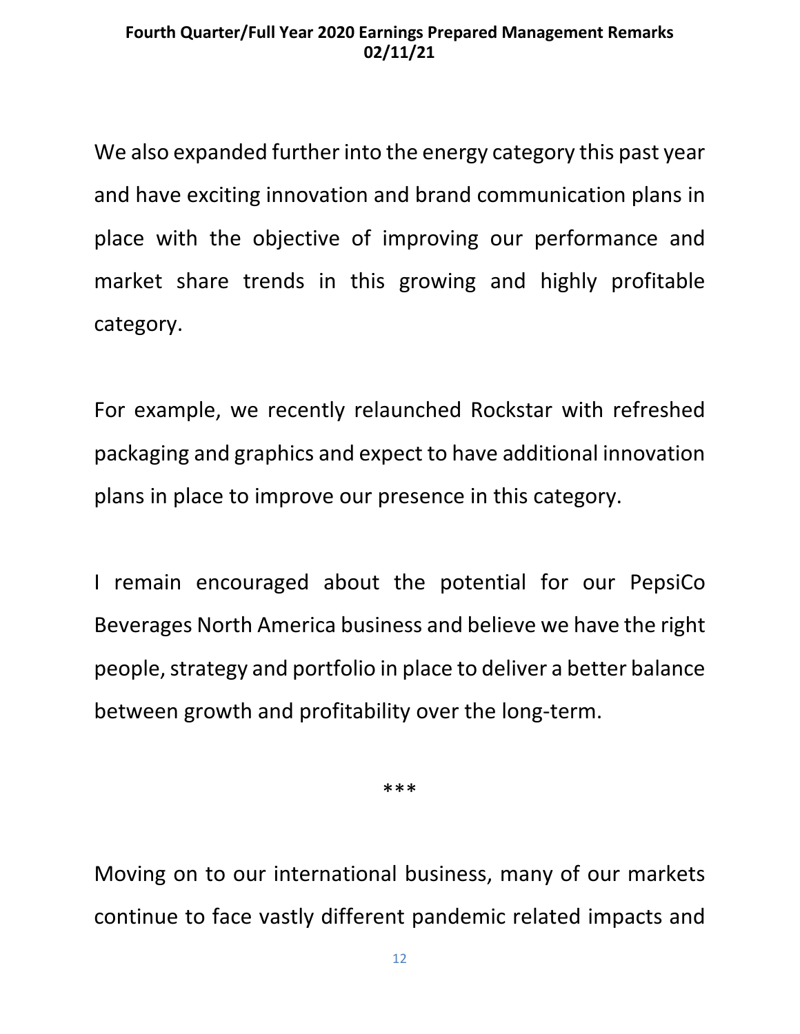We also expanded further into the energy category this past year and have exciting innovation and brand communication plans in place with the objective of improving our performance and market share trends in this growing and highly profitable category.

For example, we recently relaunched Rockstar with refreshed packaging and graphics and expect to have additional innovation plans in place to improve our presence in this category.

I remain encouraged about the potential for our PepsiCo Beverages North America business and believe we have the right people, strategy and portfolio in place to deliver a better balance between growth and profitability over the long-term.

***

Moving on to our international business, many of our markets continue to face vastly different pandemic related impacts and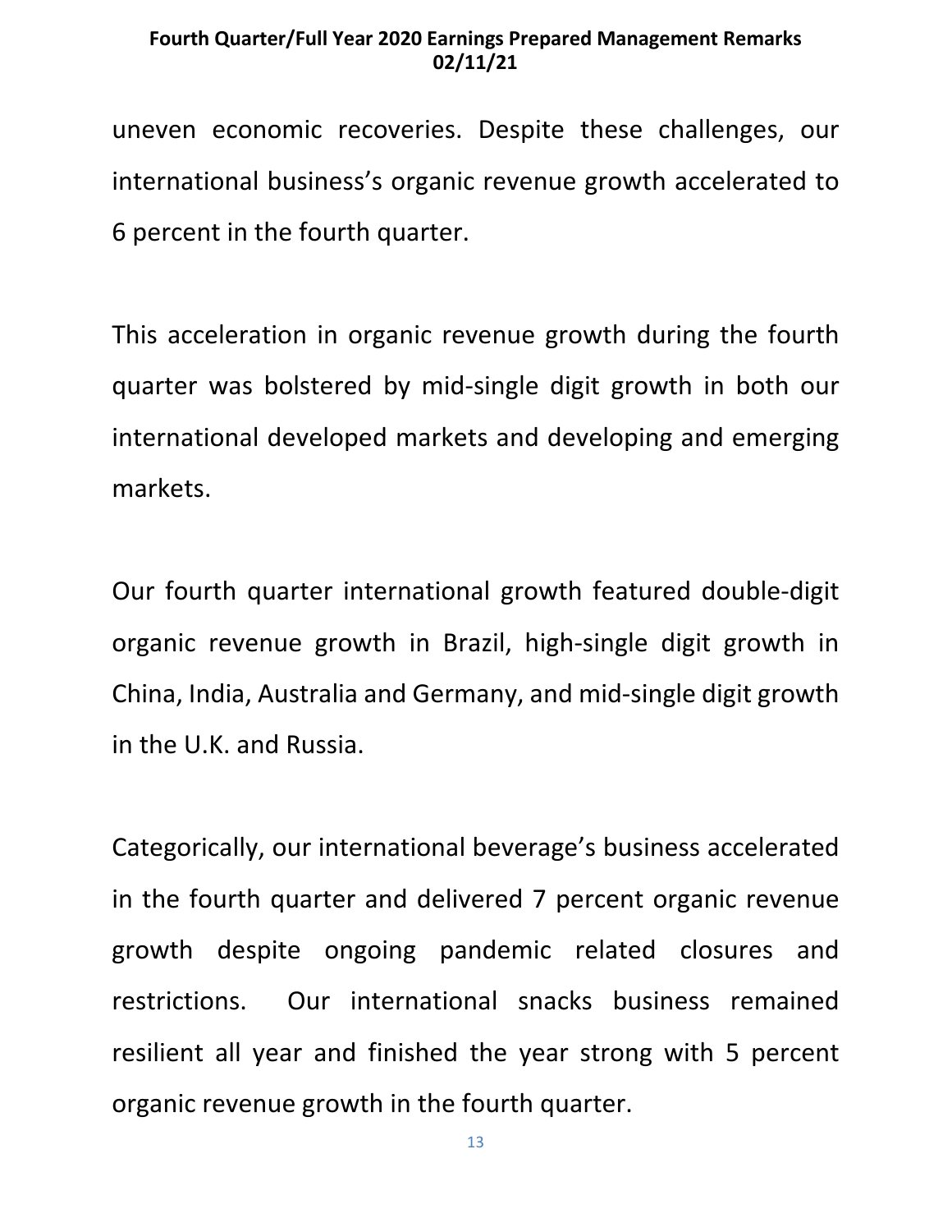uneven economic recoveries. Despite these challenges, our international business's organic revenue growth accelerated to 6 percent in the fourth quarter.

This acceleration in organic revenue growth during the fourth quarter was bolstered by mid-single digit growth in both our international developed markets and developing and emerging markets.

Our fourth quarter international growth featured double-digit organic revenue growth in Brazil, high-single digit growth in China, India, Australia and Germany, and mid-single digit growth in the U.K. and Russia.

Categorically, our international beverage's business accelerated in the fourth quarter and delivered 7 percent organic revenue growth despite ongoing pandemic related closures and restrictions. Our international snacks business remained resilient all year and finished the year strong with 5 percent organic revenue growth in the fourth quarter.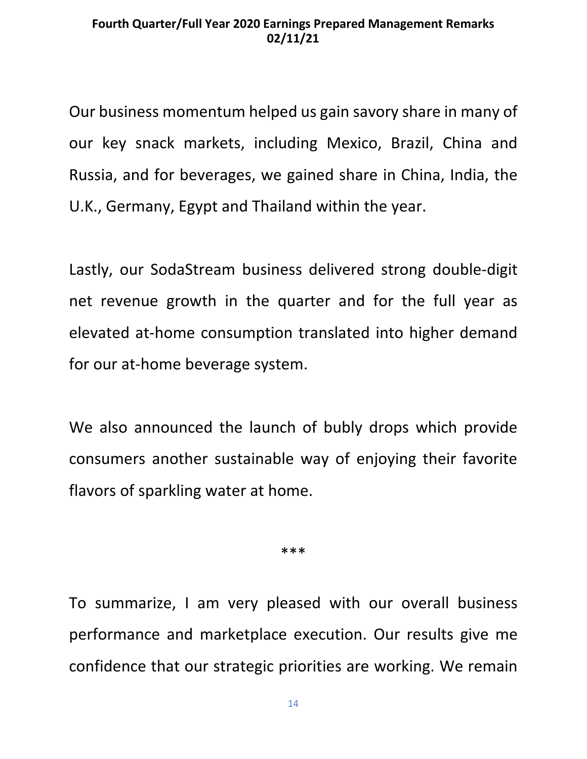Our business momentum helped us gain savory share in many of our key snack markets, including Mexico, Brazil, China and Russia, and for beverages, we gained share in China, India, the U.K., Germany, Egypt and Thailand within the year.

Lastly, our SodaStream business delivered strong double-digit net revenue growth in the quarter and for the full year as elevated at-home consumption translated into higher demand for our at-home beverage system.

We also announced the launch of bubly drops which provide consumers another sustainable way of enjoying their favorite flavors of sparkling water at home.

***

To summarize, I am very pleased with our overall business performance and marketplace execution. Our results give me confidence that our strategic priorities are working. We remain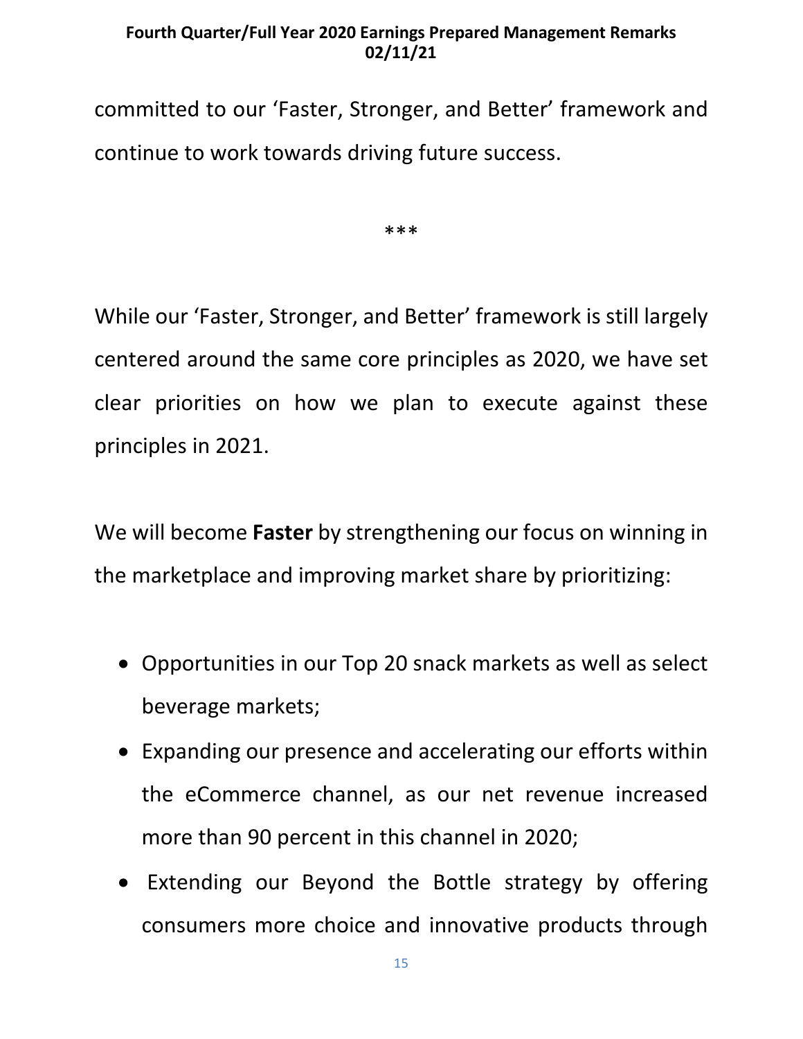committed to our 'Faster, Stronger, and Better' framework and continue to work towards driving future success.

***

While our 'Faster, Stronger, and Better' framework is still largely centered around the same core principles as 2020, we have set clear priorities on how we plan to execute against these principles in 2021.

We will become **Faster** by strengthening our focus on winning in the marketplace and improving market share by prioritizing:

- Opportunities in our Top 20 snack markets as well as select beverage markets;
- Expanding our presence and accelerating our efforts within the eCommerce channel, as our net revenue increased more than 90 percent in this channel in 2020;
- Extending our Beyond the Bottle strategy by offering consumers more choice and innovative products through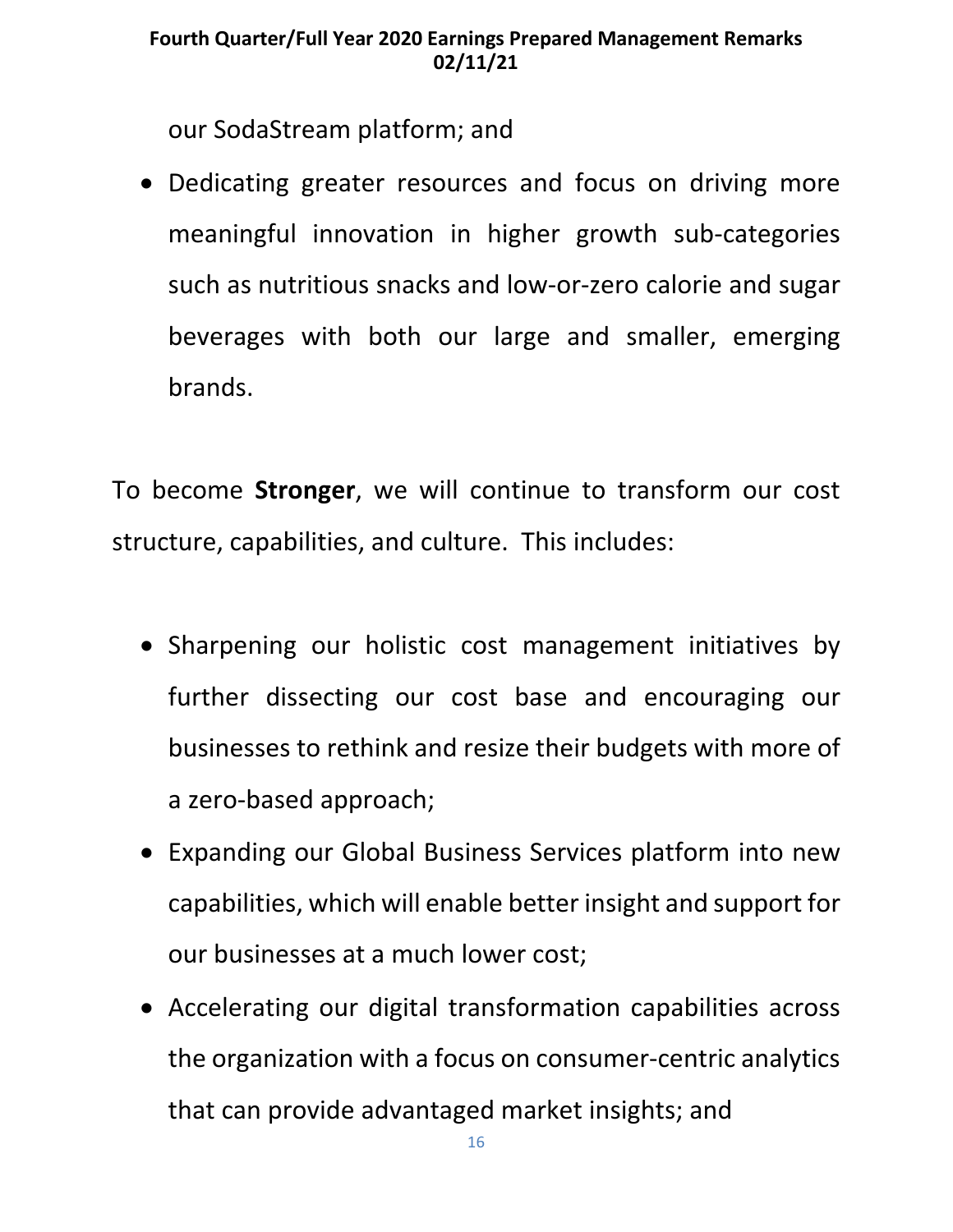our SodaStream platform; and

- Dedicating greater resources and focus on driving more meaningful innovation in higher growth sub-categories such as nutritious snacks and low-or-zero calorie and sugar beverages with both our large and smaller, emerging brands.

To become **Stronger**, we will continue to transform our cost structure, capabilities, and culture. This includes:

- Sharpening our holistic cost management initiatives by further dissecting our cost base and encouraging our businesses to rethink and resize their budgets with more of a zero-based approach;
- Expanding our Global Business Services platform into new capabilities, which will enable better insight and support for our businesses at a much lower cost;
- Accelerating our digital transformation capabilities across the organization with a focus on consumer-centric analytics that can provide advantaged market insights; and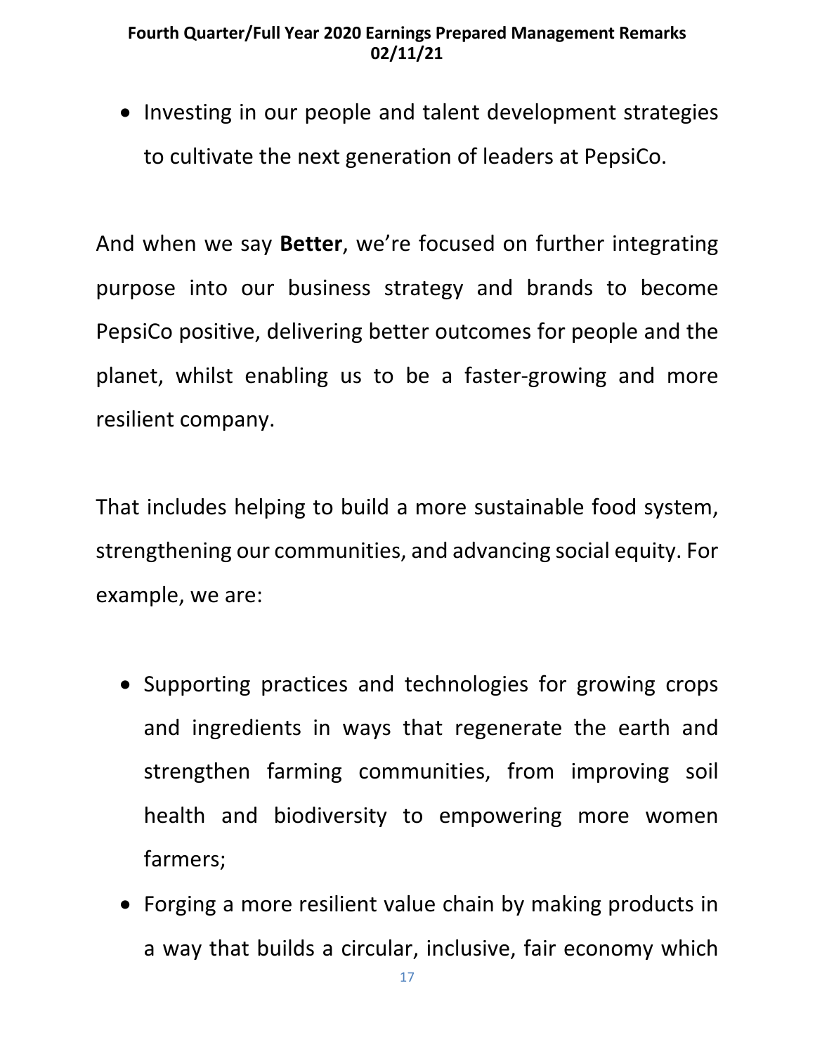- Investing in our people and talent development strategies to cultivate the next generation of leaders at PepsiCo.

And when we say **Better**, we're focused on further integrating purpose into our business strategy and brands to become PepsiCo positive, delivering better outcomes for people and the planet, whilst enabling us to be a faster-growing and more resilient company.

That includes helping to build a more sustainable food system, strengthening our communities, and advancing social equity. For example, we are:

- Supporting practices and technologies for growing crops and ingredients in ways that regenerate the earth and strengthen farming communities, from improving soil health and biodiversity to empowering more women farmers;
- Forging a more resilient value chain by making products in a way that builds a circular, inclusive, fair economy which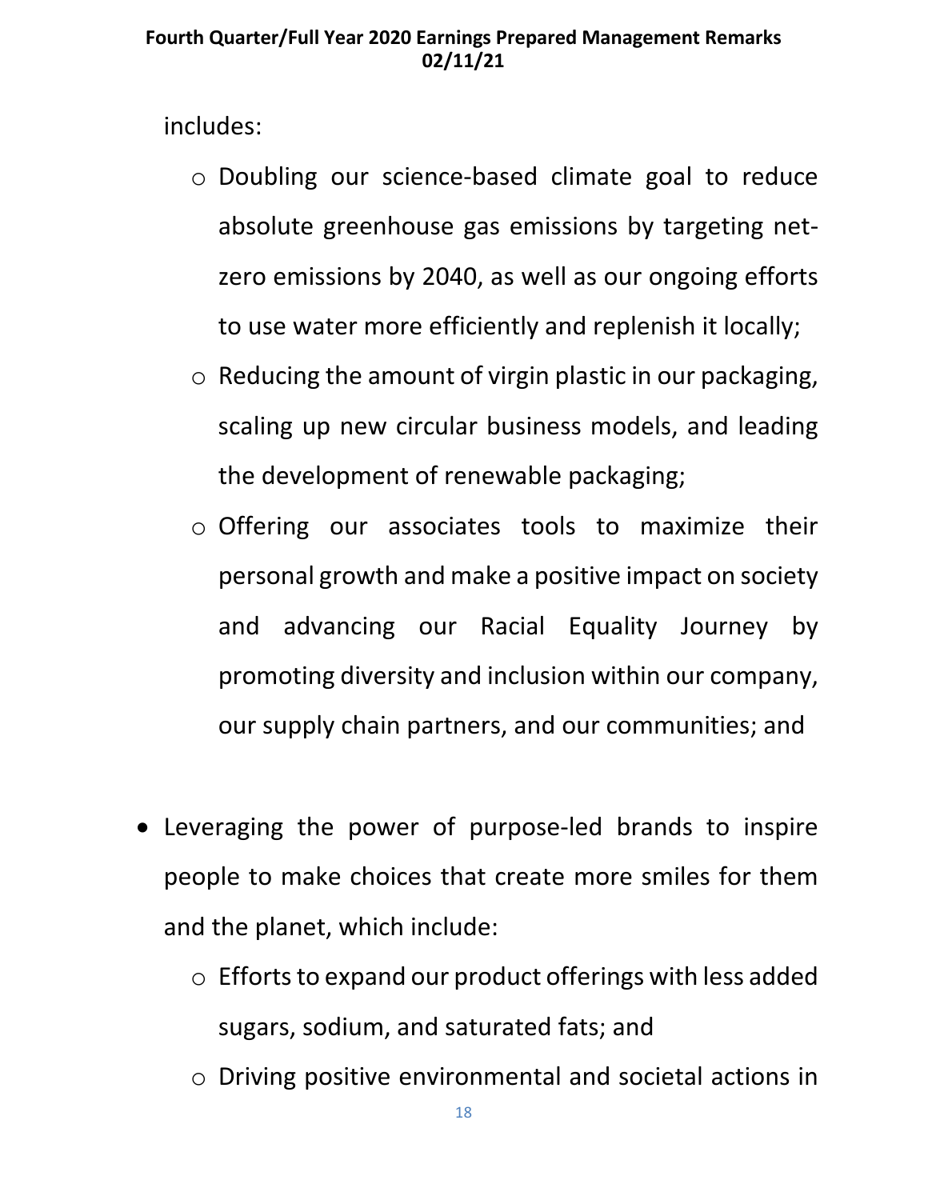includes:

  - Doubling our science-based climate goal to reduce absolute greenhouse gas emissions by targeting net-zero emissions by 2040, as well as our ongoing efforts to use water more efficiently and replenish it locally;
  - Reducing the amount of virgin plastic in our packaging, scaling up new circular business models, and leading the development of renewable packaging;
  - Offering our associates tools to maximize their personal growth and make a positive impact on society and advancing our Racial Equality Journey by promoting diversity and inclusion within our company, our supply chain partners, and our communities; and

- Leveraging the power of purpose-led brands to inspire people to make choices that create more smiles for them and the planet, which include:
  - Efforts to expand our product offerings with less added sugars, sodium, and saturated fats; and
  - Driving positive environmental and societal actions in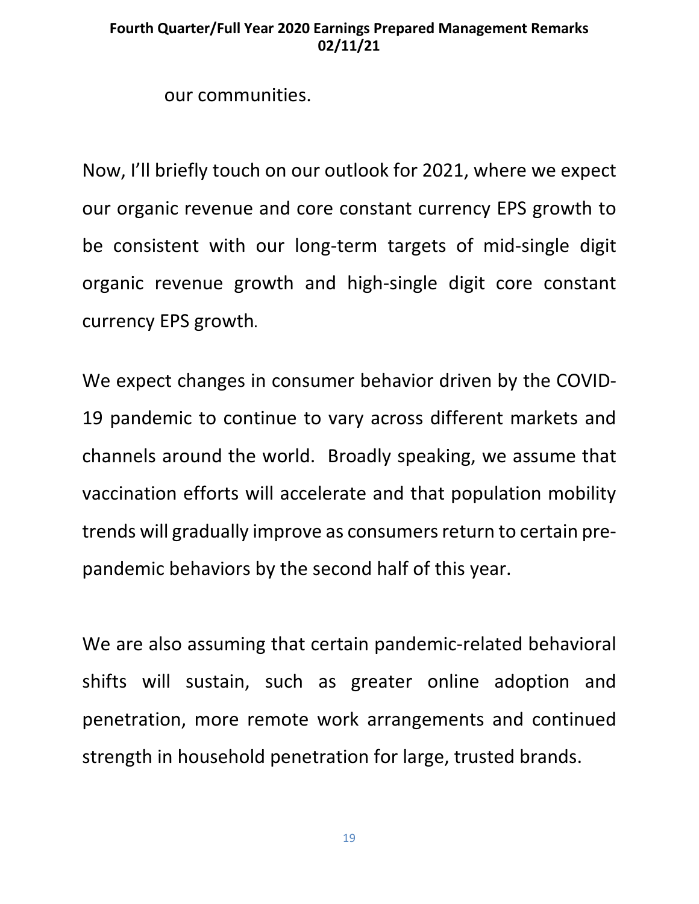our communities.

Now, I'll briefly touch on our outlook for 2021, where we expect our organic revenue and core constant currency EPS growth to be consistent with our long-term targets of mid-single digit organic revenue growth and high-single digit core constant currency EPS growth.

We expect changes in consumer behavior driven by the COVID-19 pandemic to continue to vary across different markets and channels around the world. Broadly speaking, we assume that vaccination efforts will accelerate and that population mobility trends will gradually improve as consumers return to certain pre-pandemic behaviors by the second half of this year.

We are also assuming that certain pandemic-related behavioral shifts will sustain, such as greater online adoption and penetration, more remote work arrangements and continued strength in household penetration for large, trusted brands.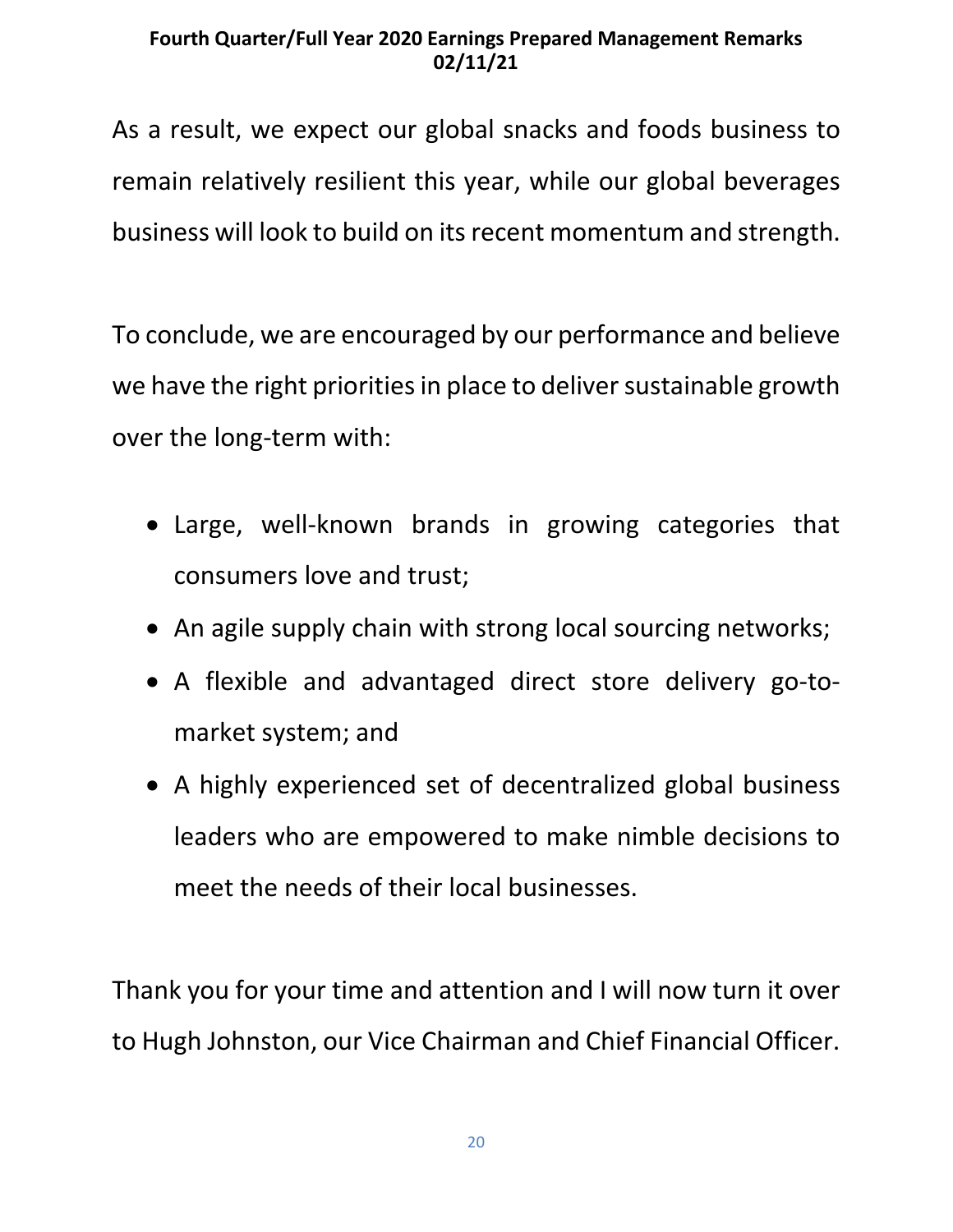As a result, we expect our global snacks and foods business to remain relatively resilient this year, while our global beverages business will look to build on its recent momentum and strength.

To conclude, we are encouraged by our performance and believe we have the right priorities in place to deliver sustainable growth over the long-term with:

- Large, well-known brands in growing categories that consumers love and trust;
- An agile supply chain with strong local sourcing networks;
- A flexible and advantaged direct store delivery go-to-market system; and
- A highly experienced set of decentralized global business leaders who are empowered to make nimble decisions to meet the needs of their local businesses.

Thank you for your time and attention and I will now turn it over to Hugh Johnston, our Vice Chairman and Chief Financial Officer.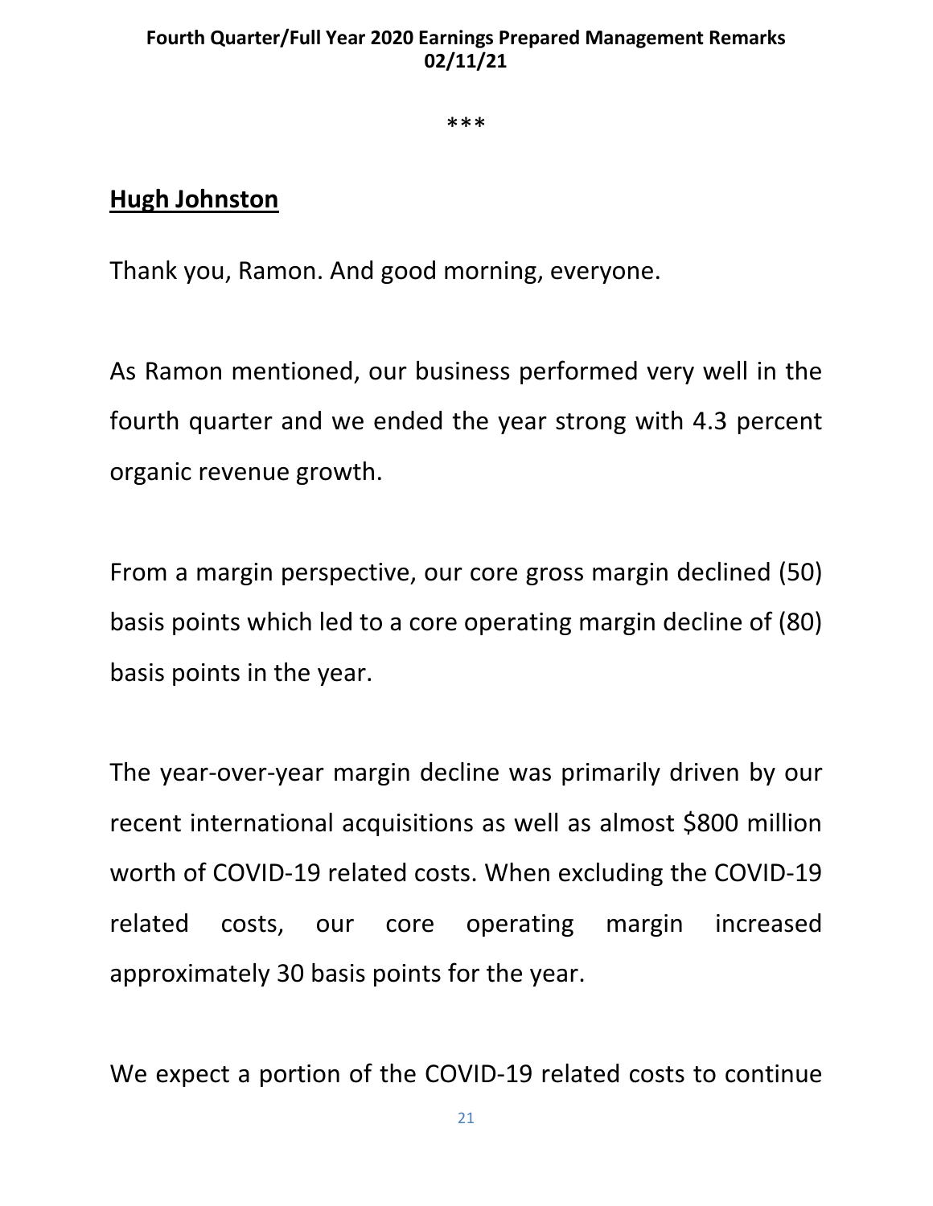\*\*\*

**Hugh Johnston**

Thank you, Ramon. And good morning, everyone.

As Ramon mentioned, our business performed very well in the fourth quarter and we ended the year strong with 4.3 percent organic revenue growth.

From a margin perspective, our core gross margin declined (50) basis points which led to a core operating margin decline of (80) basis points in the year.

The year-over-year margin decline was primarily driven by our recent international acquisitions as well as almost $800 million worth of COVID-19 related costs. When excluding the COVID-19 related costs, our core operating margin increased approximately 30 basis points for the year.

We expect a portion of the COVID-19 related costs to continue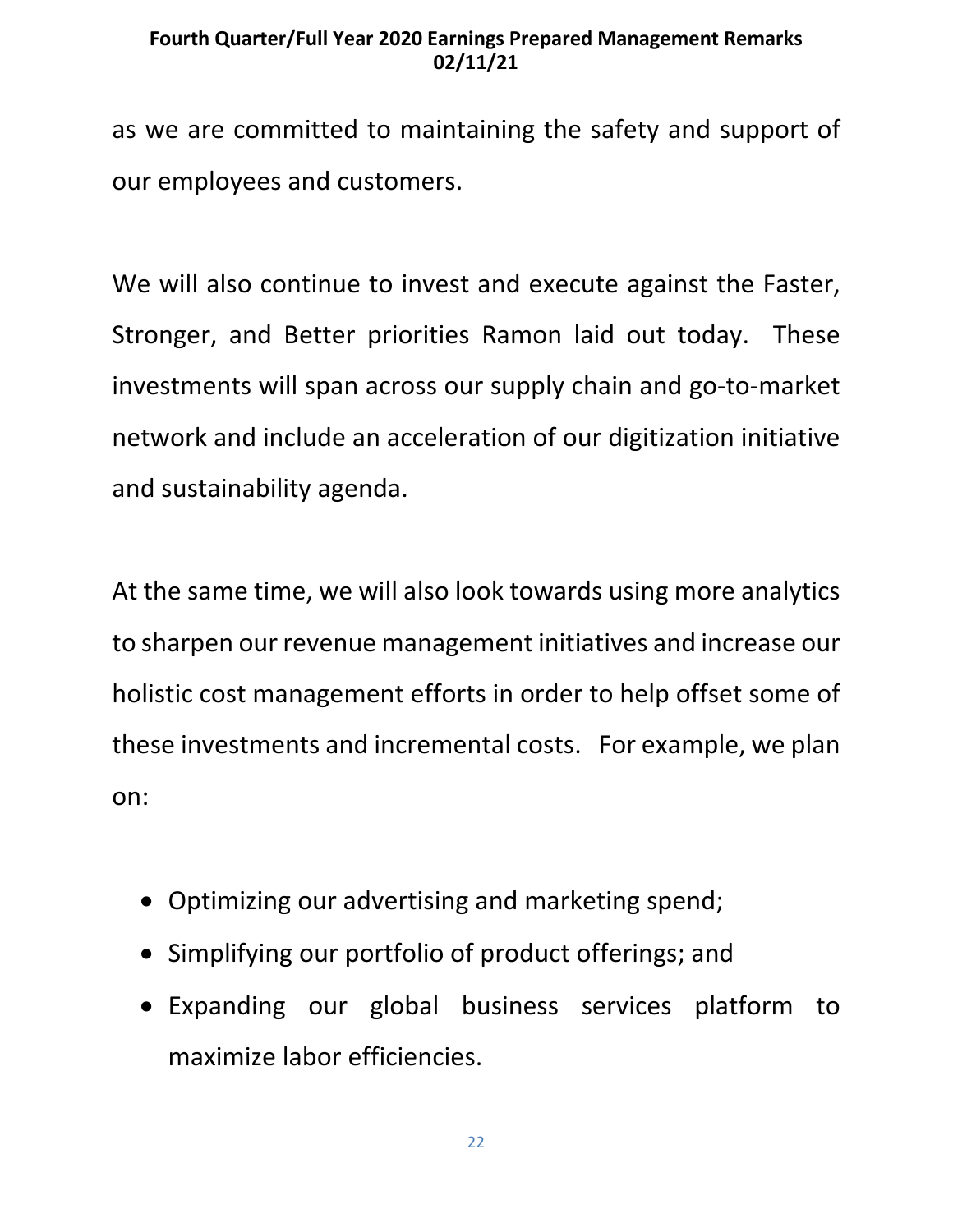as we are committed to maintaining the safety and support of our employees and customers.

We will also continue to invest and execute against the Faster, Stronger, and Better priorities Ramon laid out today. These investments will span across our supply chain and go-to-market network and include an acceleration of our digitization initiative and sustainability agenda.

At the same time, we will also look towards using more analytics to sharpen our revenue management initiatives and increase our holistic cost management efforts in order to help offset some of these investments and incremental costs. For example, we plan on:

- Optimizing our advertising and marketing spend;
- Simplifying our portfolio of product offerings; and
- Expanding our global business services platform to maximize labor efficiencies.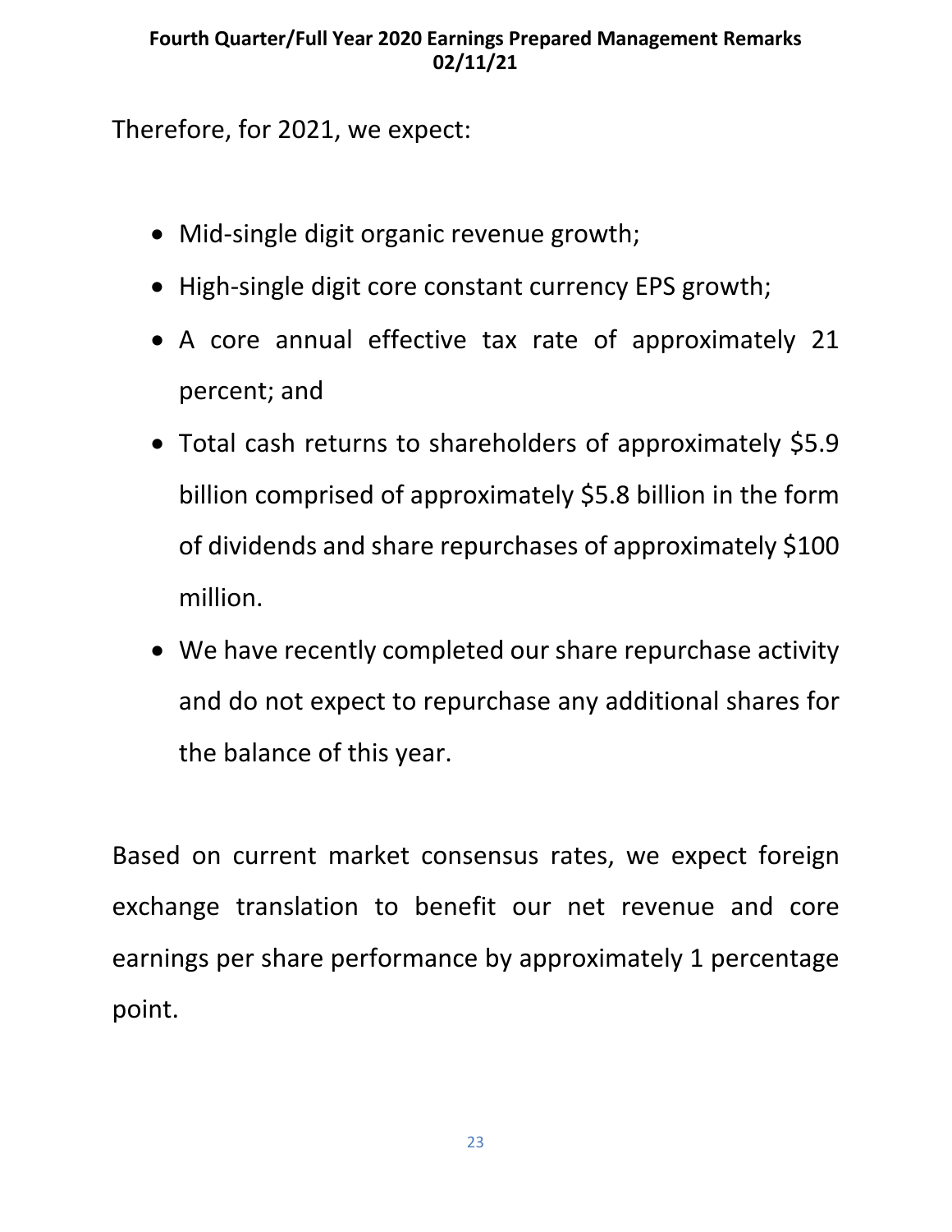Therefore, for 2021, we expect:

- Mid-single digit organic revenue growth;
- High-single digit core constant currency EPS growth;
- A core annual effective tax rate of approximately 21 percent; and
- Total cash returns to shareholders of approximately $5.9 billion comprised of approximately $5.8 billion in the form of dividends and share repurchases of approximately $100 million.
- We have recently completed our share repurchase activity and do not expect to repurchase any additional shares for the balance of this year.

Based on current market consensus rates, we expect foreign exchange translation to benefit our net revenue and core earnings per share performance by approximately 1 percentage point.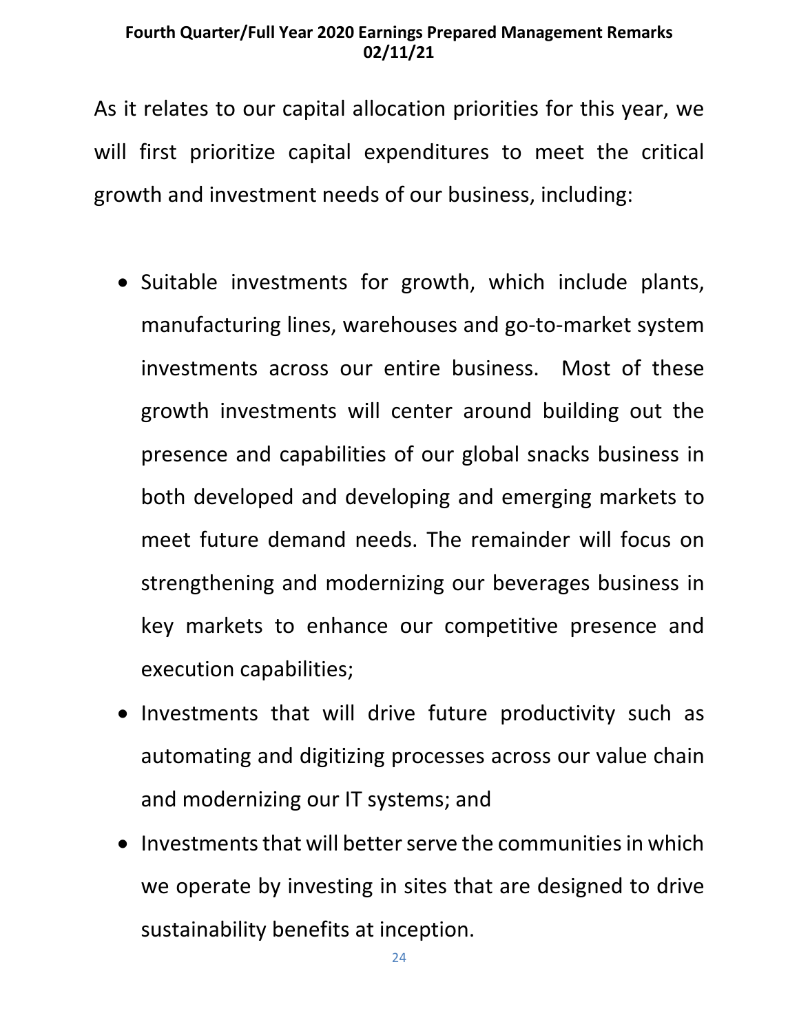As it relates to our capital allocation priorities for this year, we will first prioritize capital expenditures to meet the critical growth and investment needs of our business, including:

- Suitable investments for growth, which include plants, manufacturing lines, warehouses and go-to-market system investments across our entire business. Most of these growth investments will center around building out the presence and capabilities of our global snacks business in both developed and developing and emerging markets to meet future demand needs. The remainder will focus on strengthening and modernizing our beverages business in key markets to enhance our competitive presence and execution capabilities;
- Investments that will drive future productivity such as automating and digitizing processes across our value chain and modernizing our IT systems; and
- Investments that will better serve the communities in which we operate by investing in sites that are designed to drive sustainability benefits at inception.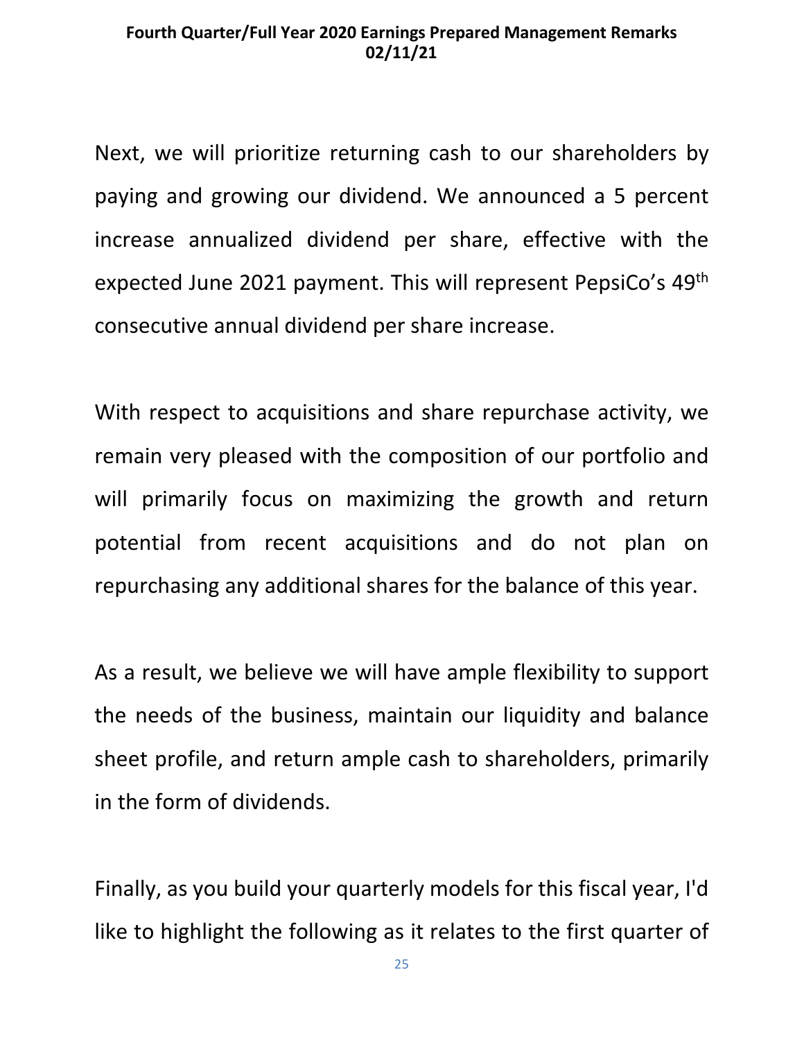Next, we will prioritize returning cash to our shareholders by paying and growing our dividend. We announced a 5 percent increase annualized dividend per share, effective with the expected June 2021 payment. This will represent PepsiCo's 49th consecutive annual dividend per share increase.

With respect to acquisitions and share repurchase activity, we remain very pleased with the composition of our portfolio and will primarily focus on maximizing the growth and return potential from recent acquisitions and do not plan on repurchasing any additional shares for the balance of this year.

As a result, we believe we will have ample flexibility to support the needs of the business, maintain our liquidity and balance sheet profile, and return ample cash to shareholders, primarily in the form of dividends.

Finally, as you build your quarterly models for this fiscal year, I'd like to highlight the following as it relates to the first quarter of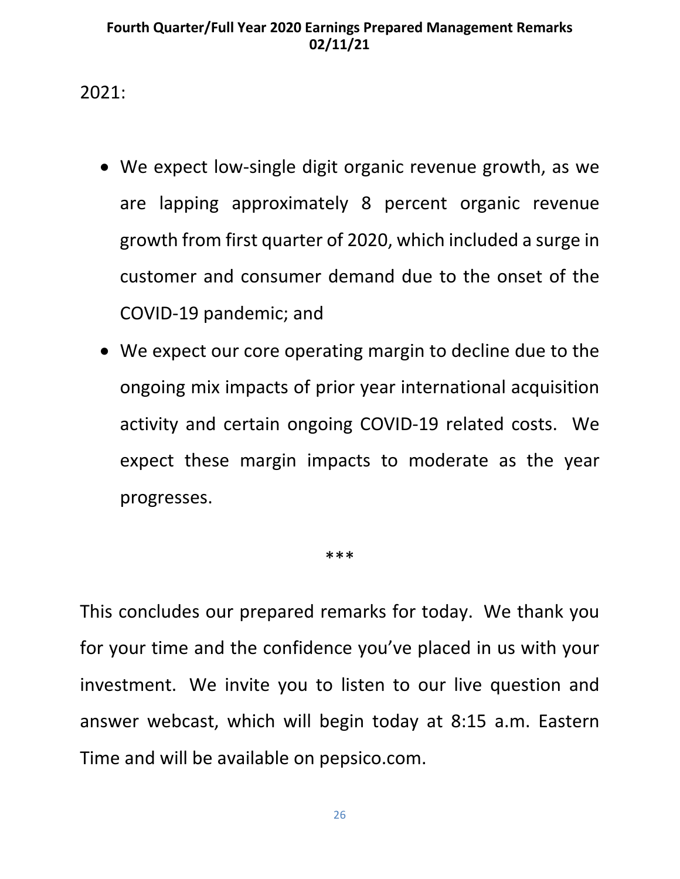2021:

- We expect low-single digit organic revenue growth, as we are lapping approximately 8 percent organic revenue growth from first quarter of 2020, which included a surge in customer and consumer demand due to the onset of the COVID-19 pandemic; and
- We expect our core operating margin to decline due to the ongoing mix impacts of prior year international acquisition activity and certain ongoing COVID-19 related costs. We expect these margin impacts to moderate as the year progresses.

***

This concludes our prepared remarks for today. We thank you for your time and the confidence you've placed in us with your investment. We invite you to listen to our live question and answer webcast, which will begin today at 8:15 a.m. Eastern Time and will be available on pepsico.com.